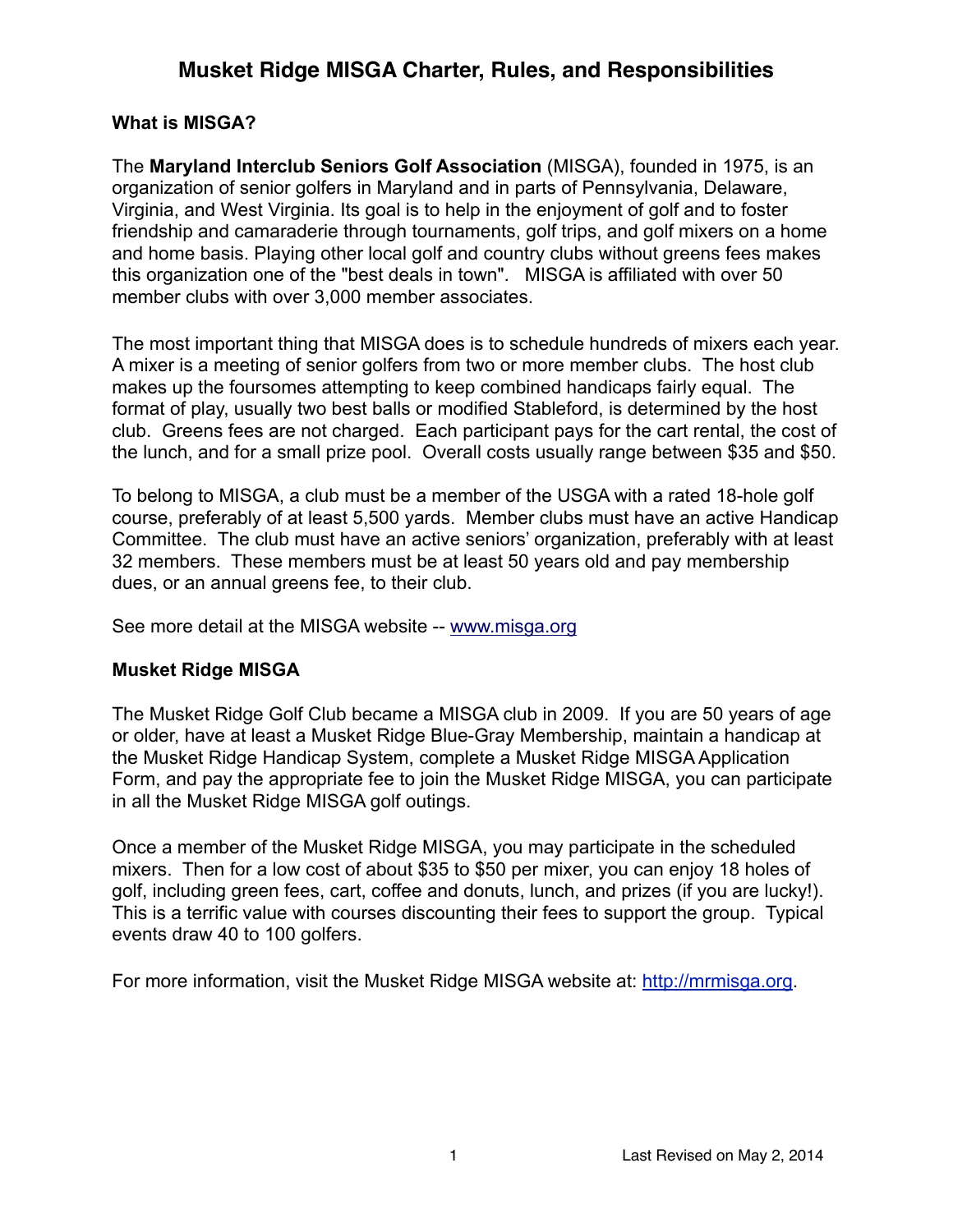# Musket Ridge MISGA Charter, Rules, and Responsibilities

**What is MISGA?**

The **Maryland Interclub Seniors Golf Association** (MISGA), founded in 1975, is an organization of senior golfers in Maryland and in parts of Pennsylvania, Delaware, Virginia, and West Virginia. Its goal is to help in the enjoyment of golf and to foster friendship and camaraderie through tournaments, golf trips, and golf mixers on a home and home basis. Playing other local golf and country clubs without greens fees makes this organization one of the "best deals in town". MISGA is affiliated with over 50 member clubs with over 3,000 member associates.

The most important thing that MISGA does is to schedule hundreds of mixers each year. A mixer is a meeting of senior golfers from two or more member clubs. The host club makes up the foursomes attempting to keep combined handicaps fairly equal. The format of play, usually two best balls or modified Stableford, is determined by the host club. Greens fees are not charged. Each participant pays for the cart rental, the cost of the lunch, and for a small prize pool. Overall costs usually range between $35 and $50.

To belong to MISGA, a club must be a member of the USGA with a rated 18-hole golf course, preferably of at least 5,500 yards. Member clubs must have an active Handicap Committee. The club must have an active seniors' organization, preferably with at least 32 members. These members must be at least 50 years old and pay membership dues, or an annual greens fee, to their club.

See more detail at the MISGA website -- [www.misga.org](http://www.misga.org)

**Musket Ridge MISGA**

The Musket Ridge Golf Club became a MISGA club in 2009. If you are 50 years of age or older, have at least a Musket Ridge Blue-Gray Membership, maintain a handicap at the Musket Ridge Handicap System, complete a Musket Ridge MISGA Application Form, and pay the appropriate fee to join the Musket Ridge MISGA, you can participate in all the Musket Ridge MISGA golf outings.

Once a member of the Musket Ridge MISGA, you may participate in the scheduled mixers. Then for a low cost of about $35 to $50 per mixer, you can enjoy 18 holes of golf, including green fees, cart, coffee and donuts, lunch, and prizes (if you are lucky!). This is a terrific value with courses discounting their fees to support the group. Typical events draw 40 to 100 golfers.

For more information, visit the Musket Ridge MISGA website at: [http://mrmisga.org](http://mrmisga.org).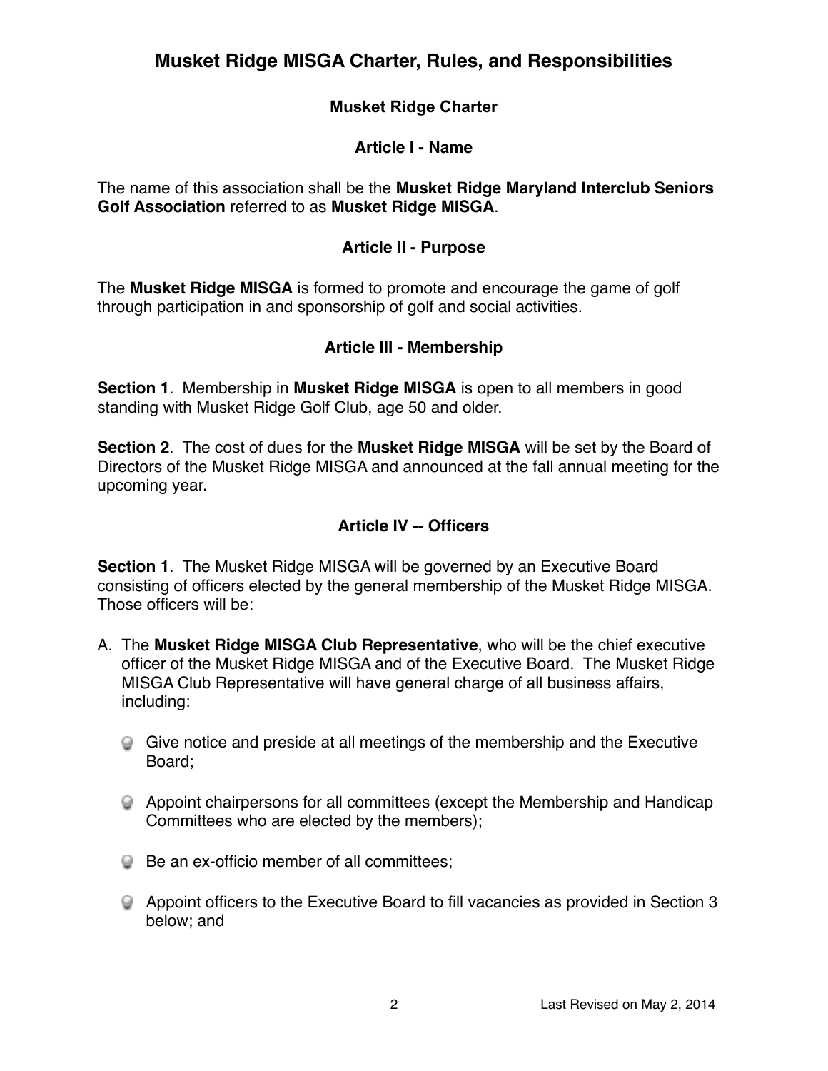# Musket Ridge MISGA Charter, Rules, and Responsibilities

## Musket Ridge Charter

### Article I - Name

The name of this association shall be the **Musket Ridge Maryland Interclub Seniors Golf Association** referred to as **Musket Ridge MISGA**.

### Article II - Purpose

The **Musket Ridge MISGA** is formed to promote and encourage the game of golf through participation in and sponsorship of golf and social activities.

### Article III - Membership

**Section 1**. Membership in **Musket Ridge MISGA** is open to all members in good standing with Musket Ridge Golf Club, age 50 and older.

**Section 2**. The cost of dues for the **Musket Ridge MISGA** will be set by the Board of Directors of the Musket Ridge MISGA and announced at the fall annual meeting for the upcoming year.

### Article IV -- Officers

**Section 1**. The Musket Ridge MISGA will be governed by an Executive Board consisting of officers elected by the general membership of the Musket Ridge MISGA. Those officers will be:

A. The **Musket Ridge MISGA Club Representative**, who will be the chief executive officer of the Musket Ridge MISGA and of the Executive Board. The Musket Ridge MISGA Club Representative will have general charge of all business affairs, including:

- Give notice and preside at all meetings of the membership and the Executive Board;
- Appoint chairpersons for all committees (except the Membership and Handicap Committees who are elected by the members);
- Be an ex-officio member of all committees;
- Appoint officers to the Executive Board to fill vacancies as provided in Section 3 below; and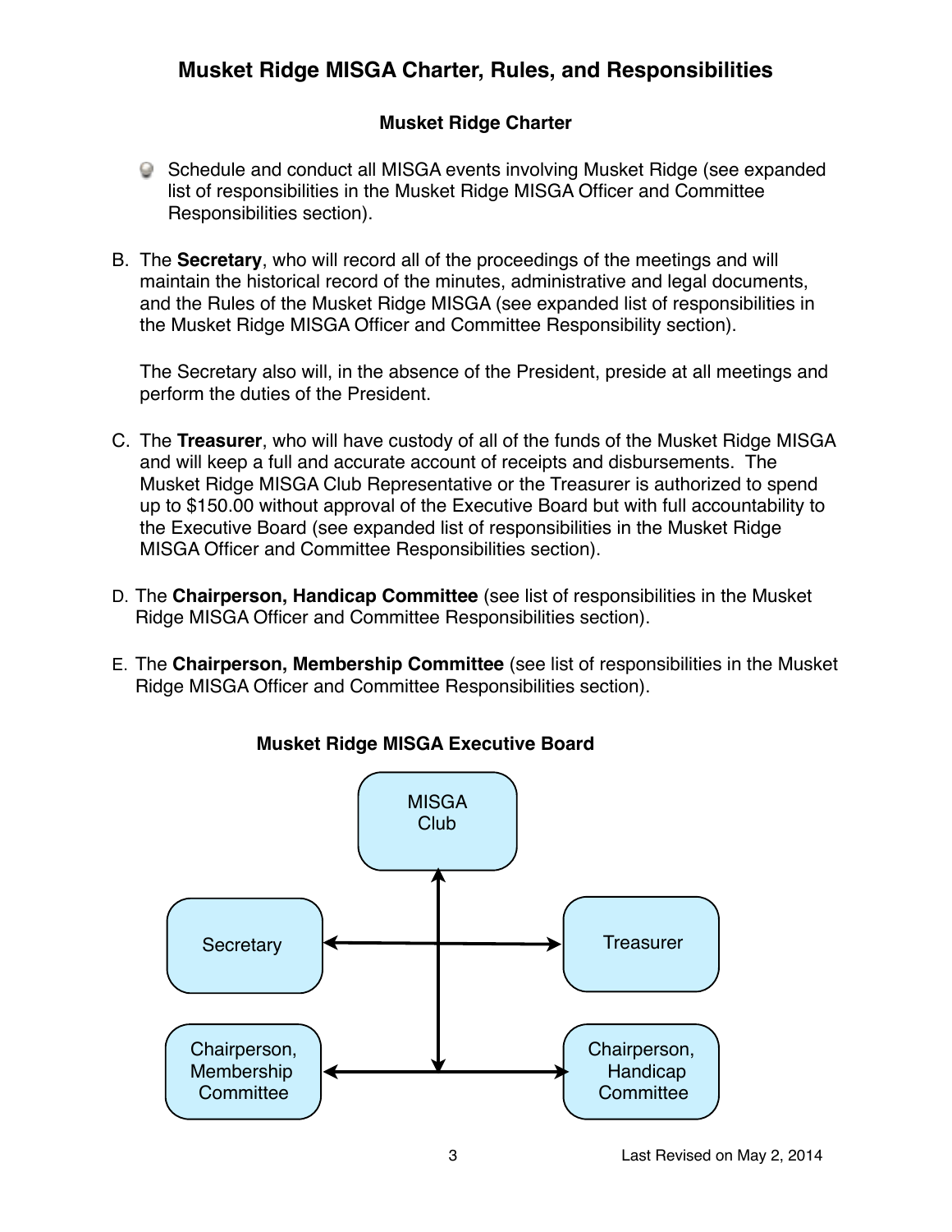## Musket Ridge MISGA Charter, Rules, and Responsibilities

### Musket Ridge Charter

- Schedule and conduct all MISGA events involving Musket Ridge (see expanded list of responsibilities in the Musket Ridge MISGA Officer and Committee Responsibilities section).

B. The **Secretary**, who will record all of the proceedings of the meetings and will maintain the historical record of the minutes, administrative and legal documents, and the Rules of the Musket Ridge MISGA (see expanded list of responsibilities in the Musket Ridge MISGA Officer and Committee Responsibility section).

The Secretary also will, in the absence of the President, preside at all meetings and perform the duties of the President.

C. The **Treasurer**, who will have custody of all of the funds of the Musket Ridge MISGA and will keep a full and accurate account of receipts and disbursements. The Musket Ridge MISGA Club Representative or the Treasurer is authorized to spend up to $150.00 without approval of the Executive Board but with full accountability to the Executive Board (see expanded list of responsibilities in the Musket Ridge MISGA Officer and Committee Responsibilities section).

D. The **Chairperson, Handicap Committee** (see list of responsibilities in the Musket Ridge MISGA Officer and Committee Responsibilities section).

E. The **Chairperson, Membership Committee** (see list of responsibilities in the Musket Ridge MISGA Officer and Committee Responsibilities section).

**Musket Ridge MISGA Executive Board**

MISGA Club

Secretary

Treasurer

Chairperson, Membership Committee

Chairperson, Handicap Committee

Last Revised on May 2, 2014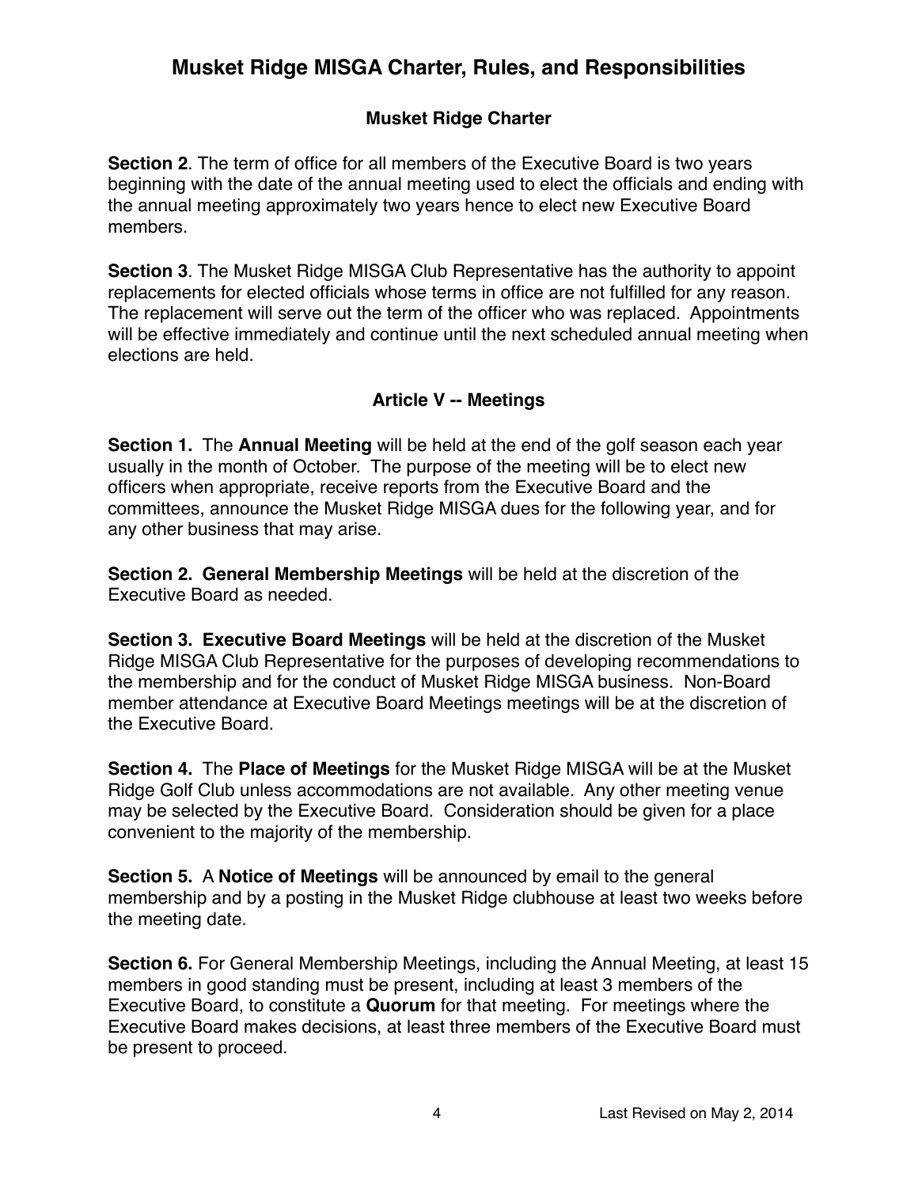# Musket Ridge MISGA Charter, Rules, and Responsibilities

### Musket Ridge Charter

**Section 2**. The term of office for all members of the Executive Board is two years beginning with the date of the annual meeting used to elect the officials and ending with the annual meeting approximately two years hence to elect new Executive Board members.

**Section 3**. The Musket Ridge MISGA Club Representative has the authority to appoint replacements for elected officials whose terms in office are not fulfilled for any reason. The replacement will serve out the term of the officer who was replaced. Appointments will be effective immediately and continue until the next scheduled annual meeting when elections are held.

### Article V -- Meetings

**Section 1.** The **Annual Meeting** will be held at the end of the golf season each year usually in the month of October. The purpose of the meeting will be to elect new officers when appropriate, receive reports from the Executive Board and the committees, announce the Musket Ridge MISGA dues for the following year, and for any other business that may arise.

**Section 2. General Membership Meetings** will be held at the discretion of the Executive Board as needed.

**Section 3. Executive Board Meetings** will be held at the discretion of the Musket Ridge MISGA Club Representative for the purposes of developing recommendations to the membership and for the conduct of Musket Ridge MISGA business. Non-Board member attendance at Executive Board Meetings meetings will be at the discretion of the Executive Board.

**Section 4.** The **Place of Meetings** for the Musket Ridge MISGA will be at the Musket Ridge Golf Club unless accommodations are not available. Any other meeting venue may be selected by the Executive Board. Consideration should be given for a place convenient to the majority of the membership.

**Section 5.** A **Notice of Meetings** will be announced by email to the general membership and by a posting in the Musket Ridge clubhouse at least two weeks before the meeting date.

**Section 6.** For General Membership Meetings, including the Annual Meeting, at least 15 members in good standing must be present, including at least 3 members of the Executive Board, to constitute a **Quorum** for that meeting. For meetings where the Executive Board makes decisions, at least three members of the Executive Board must be present to proceed.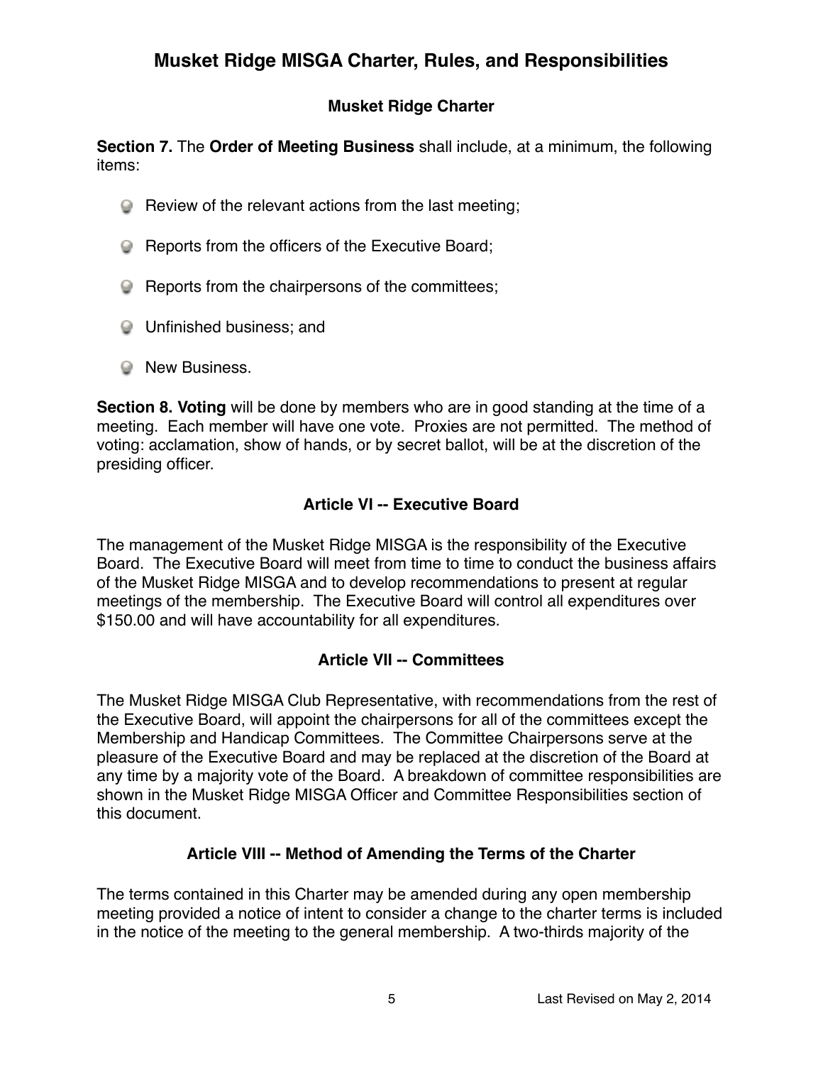# Musket Ridge MISGA Charter, Rules, and Responsibilities

### Musket Ridge Charter

**Section 7.** The **Order of Meeting Business** shall include, at a minimum, the following items:

- Review of the relevant actions from the last meeting;
- Reports from the officers of the Executive Board;
- Reports from the chairpersons of the committees;
- Unfinished business; and
- New Business.

**Section 8. Voting** will be done by members who are in good standing at the time of a meeting. Each member will have one vote. Proxies are not permitted. The method of voting: acclamation, show of hands, or by secret ballot, will be at the discretion of the presiding officer.

### Article VI -- Executive Board

The management of the Musket Ridge MISGA is the responsibility of the Executive Board. The Executive Board will meet from time to time to conduct the business affairs of the Musket Ridge MISGA and to develop recommendations to present at regular meetings of the membership. The Executive Board will control all expenditures over $150.00 and will have accountability for all expenditures.

### Article VII -- Committees

The Musket Ridge MISGA Club Representative, with recommendations from the rest of the Executive Board, will appoint the chairpersons for all of the committees except the Membership and Handicap Committees. The Committee Chairpersons serve at the pleasure of the Executive Board and may be replaced at the discretion of the Board at any time by a majority vote of the Board. A breakdown of committee responsibilities are shown in the Musket Ridge MISGA Officer and Committee Responsibilities section of this document.

### Article VIII -- Method of Amending the Terms of the Charter

The terms contained in this Charter may be amended during any open membership meeting provided a notice of intent to consider a change to the charter terms is included in the notice of the meeting to the general membership. A two-thirds majority of the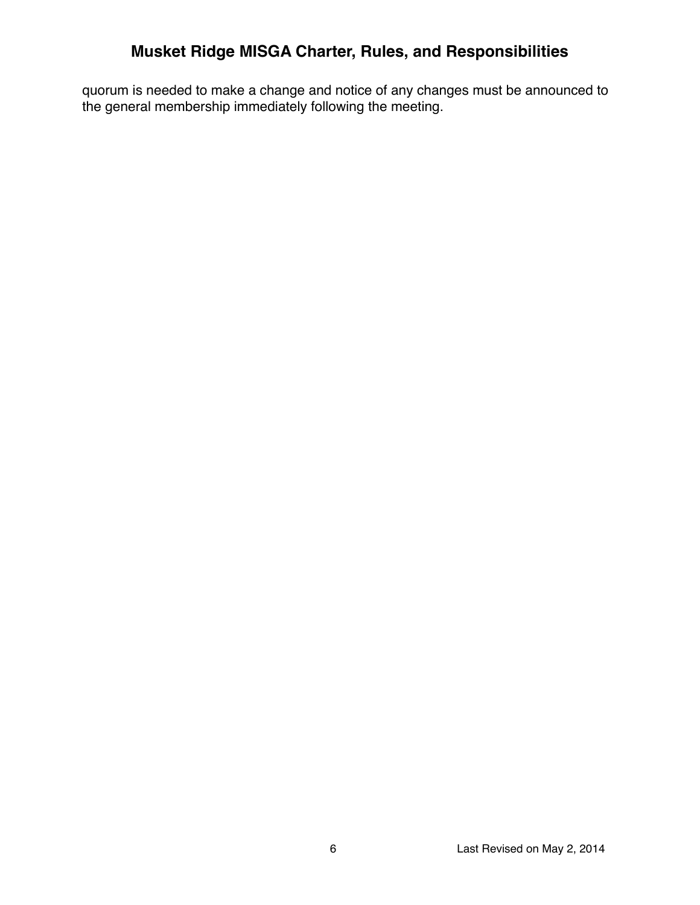quorum is needed to make a change and notice of any changes must be announced to the general membership immediately following the meeting.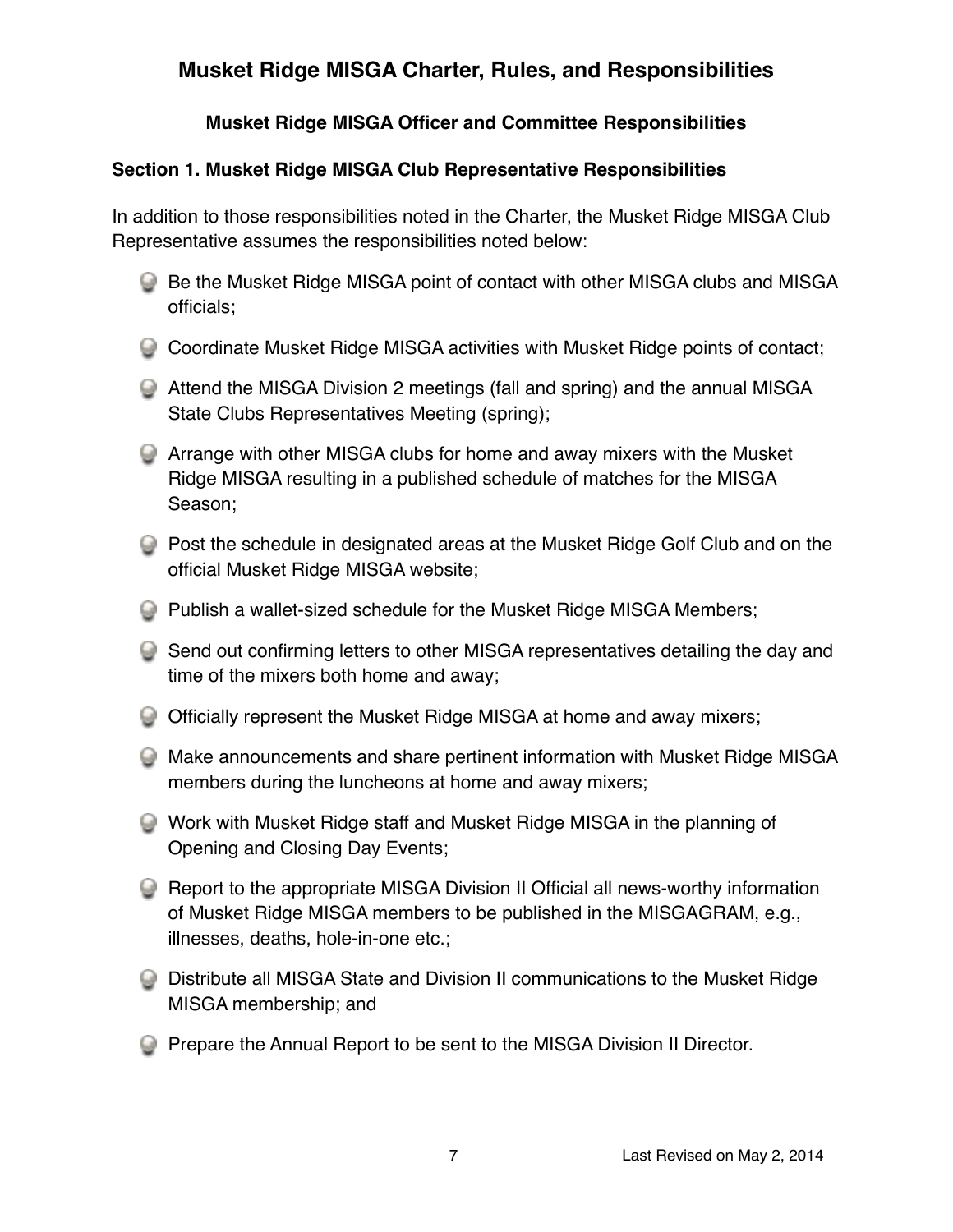# Musket Ridge MISGA Charter, Rules, and Responsibilities

## Musket Ridge MISGA Officer and Committee Responsibilities

### Section 1. Musket Ridge MISGA Club Representative Responsibilities

In addition to those responsibilities noted in the Charter, the Musket Ridge MISGA Club Representative assumes the responsibilities noted below:

- Be the Musket Ridge MISGA point of contact with other MISGA clubs and MISGA officials;
- Coordinate Musket Ridge MISGA activities with Musket Ridge points of contact;
- Attend the MISGA Division 2 meetings (fall and spring) and the annual MISGA State Clubs Representatives Meeting (spring);
- Arrange with other MISGA clubs for home and away mixers with the Musket Ridge MISGA resulting in a published schedule of matches for the MISGA Season;
- Post the schedule in designated areas at the Musket Ridge Golf Club and on the official Musket Ridge MISGA website;
- Publish a wallet-sized schedule for the Musket Ridge MISGA Members;
- Send out confirming letters to other MISGA representatives detailing the day and time of the mixers both home and away;
- Officially represent the Musket Ridge MISGA at home and away mixers;
- Make announcements and share pertinent information with Musket Ridge MISGA members during the luncheons at home and away mixers;
- Work with Musket Ridge staff and Musket Ridge MISGA in the planning of Opening and Closing Day Events;
- Report to the appropriate MISGA Division II Official all news-worthy information of Musket Ridge MISGA members to be published in the MISGAGRAM, e.g., illnesses, deaths, hole-in-one etc.;
- Distribute all MISGA State and Division II communications to the Musket Ridge MISGA membership; and
- Prepare the Annual Report to be sent to the MISGA Division II Director.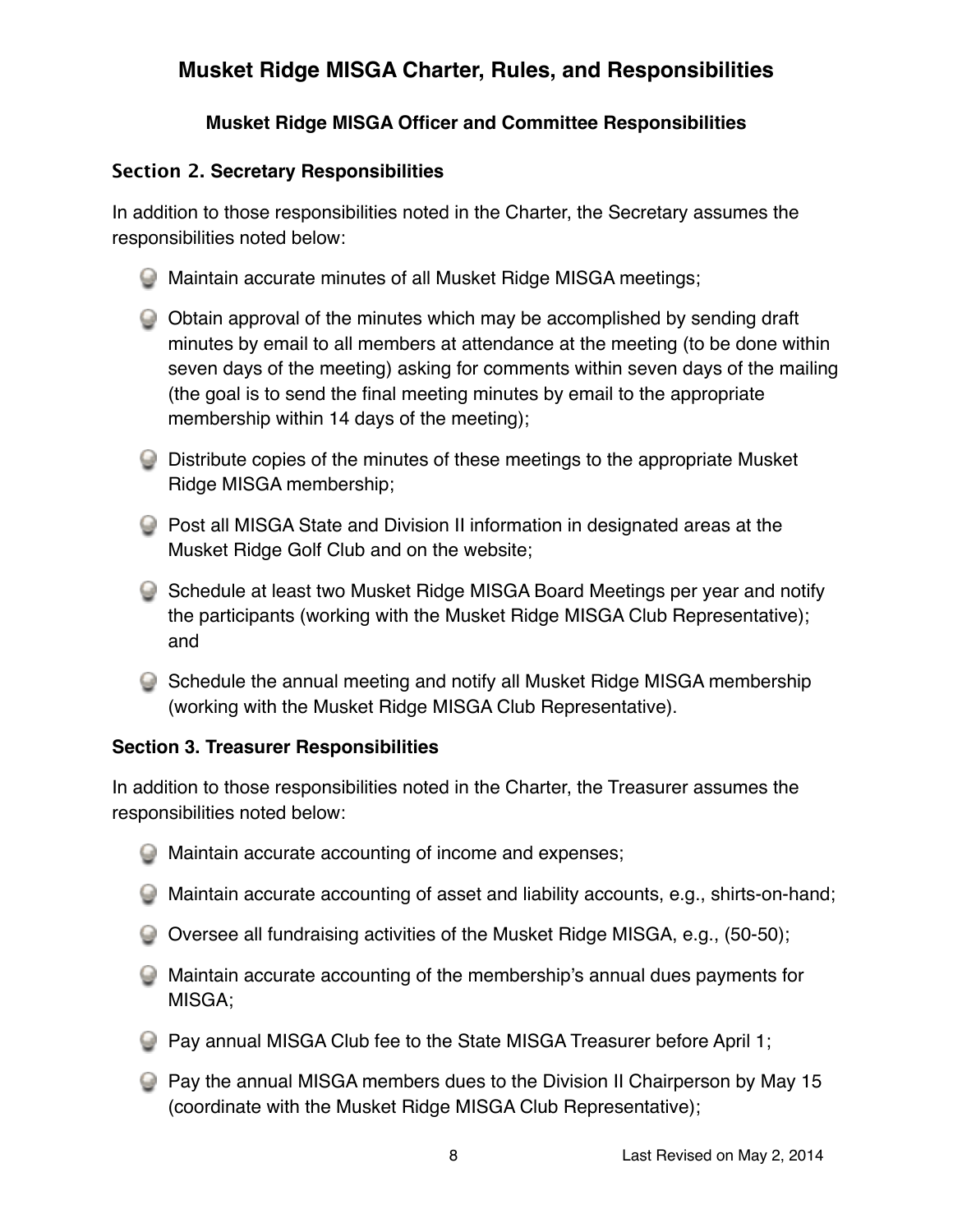# Musket Ridge MISGA Charter, Rules, and Responsibilities

### Musket Ridge MISGA Officer and Committee Responsibilities

### Section 2. Secretary Responsibilities

In addition to those responsibilities noted in the Charter, the Secretary assumes the responsibilities noted below:

- Maintain accurate minutes of all Musket Ridge MISGA meetings;
- Obtain approval of the minutes which may be accomplished by sending draft minutes by email to all members at attendance at the meeting (to be done within seven days of the meeting) asking for comments within seven days of the mailing (the goal is to send the final meeting minutes by email to the appropriate membership within 14 days of the meeting);
- Distribute copies of the minutes of these meetings to the appropriate Musket Ridge MISGA membership;
- Post all MISGA State and Division II information in designated areas at the Musket Ridge Golf Club and on the website;
- Schedule at least two Musket Ridge MISGA Board Meetings per year and notify the participants (working with the Musket Ridge MISGA Club Representative); and
- Schedule the annual meeting and notify all Musket Ridge MISGA membership (working with the Musket Ridge MISGA Club Representative).

### Section 3. Treasurer Responsibilities

In addition to those responsibilities noted in the Charter, the Treasurer assumes the responsibilities noted below:

- Maintain accurate accounting of income and expenses;
- Maintain accurate accounting of asset and liability accounts, e.g., shirts-on-hand;
- Oversee all fundraising activities of the Musket Ridge MISGA, e.g., (50-50);
- Maintain accurate accounting of the membership's annual dues payments for MISGA;
- Pay annual MISGA Club fee to the State MISGA Treasurer before April 1;
- Pay the annual MISGA members dues to the Division II Chairperson by May 15 (coordinate with the Musket Ridge MISGA Club Representative);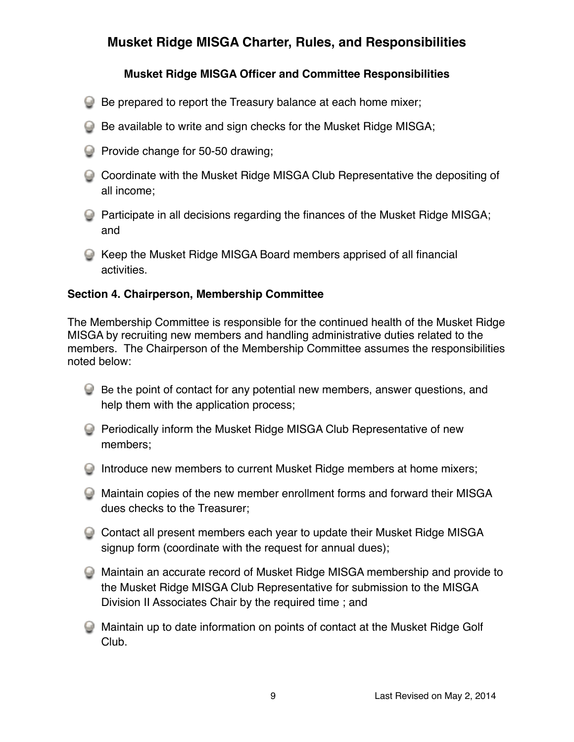# Musket Ridge MISGA Charter, Rules, and Responsibilities

### Musket Ridge MISGA Officer and Committee Responsibilities

- Be prepared to report the Treasury balance at each home mixer;
- Be available to write and sign checks for the Musket Ridge MISGA;
- Provide change for 50-50 drawing;
- Coordinate with the Musket Ridge MISGA Club Representative the depositing of all income;
- Participate in all decisions regarding the finances of the Musket Ridge MISGA; and
- Keep the Musket Ridge MISGA Board members apprised of all financial activities.

**Section 4. Chairperson, Membership Committee**

The Membership Committee is responsible for the continued health of the Musket Ridge MISGA by recruiting new members and handling administrative duties related to the members. The Chairperson of the Membership Committee assumes the responsibilities noted below:

- Be the point of contact for any potential new members, answer questions, and help them with the application process;
- Periodically inform the Musket Ridge MISGA Club Representative of new members;
- Introduce new members to current Musket Ridge members at home mixers;
- Maintain copies of the new member enrollment forms and forward their MISGA dues checks to the Treasurer;
- Contact all present members each year to update their Musket Ridge MISGA signup form (coordinate with the request for annual dues);
- Maintain an accurate record of Musket Ridge MISGA membership and provide to the Musket Ridge MISGA Club Representative for submission to the MISGA Division II Associates Chair by the required time ; and
- Maintain up to date information on points of contact at the Musket Ridge Golf Club.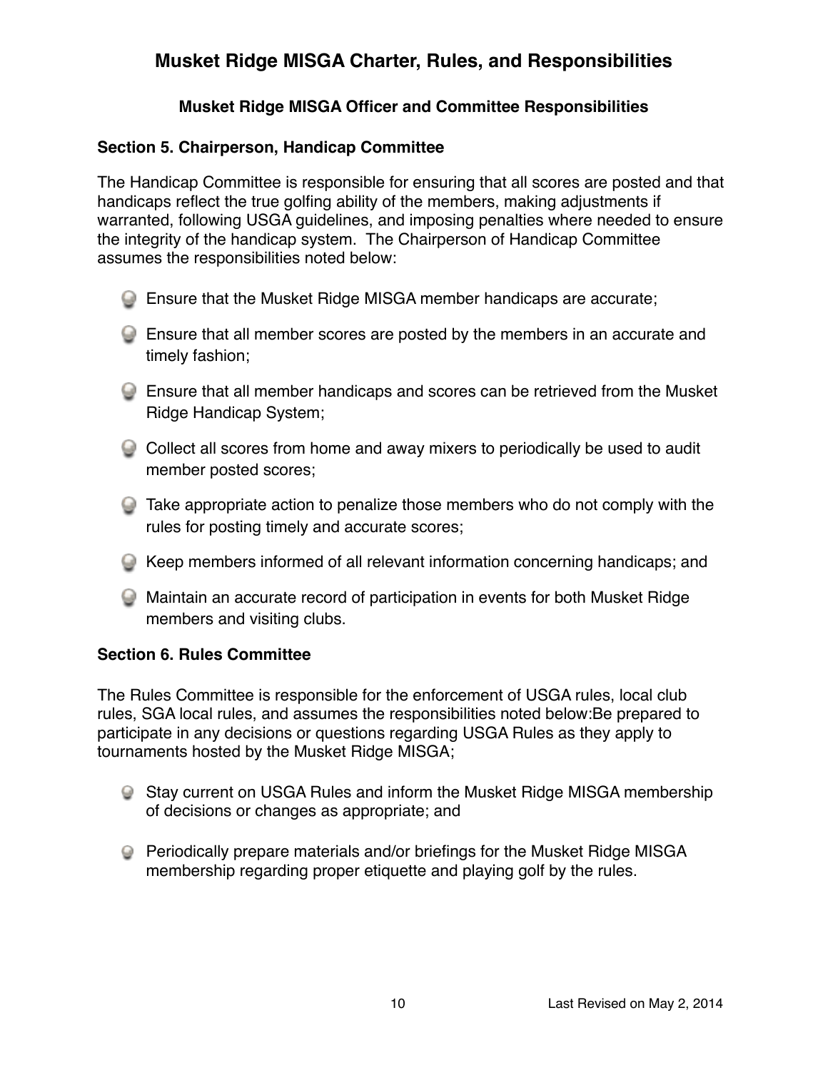# Musket Ridge MISGA Charter, Rules, and Responsibilities

### Musket Ridge MISGA Officer and Committee Responsibilities

**Section 5. Chairperson, Handicap Committee**

The Handicap Committee is responsible for ensuring that all scores are posted and that handicaps reflect the true golfing ability of the members, making adjustments if warranted, following USGA guidelines, and imposing penalties where needed to ensure the integrity of the handicap system. The Chairperson of Handicap Committee assumes the responsibilities noted below:

- Ensure that the Musket Ridge MISGA member handicaps are accurate;
- Ensure that all member scores are posted by the members in an accurate and timely fashion;
- Ensure that all member handicaps and scores can be retrieved from the Musket Ridge Handicap System;
- Collect all scores from home and away mixers to periodically be used to audit member posted scores;
- Take appropriate action to penalize those members who do not comply with the rules for posting timely and accurate scores;
- Keep members informed of all relevant information concerning handicaps; and
- Maintain an accurate record of participation in events for both Musket Ridge members and visiting clubs.

**Section 6. Rules Committee**

The Rules Committee is responsible for the enforcement of USGA rules, local club rules, SGA local rules, and assumes the responsibilities noted below:Be prepared to participate in any decisions or questions regarding USGA Rules as they apply to tournaments hosted by the Musket Ridge MISGA;

- Stay current on USGA Rules and inform the Musket Ridge MISGA membership of decisions or changes as appropriate; and
- Periodically prepare materials and/or briefings for the Musket Ridge MISGA membership regarding proper etiquette and playing golf by the rules.

Last Revised on May 2, 2014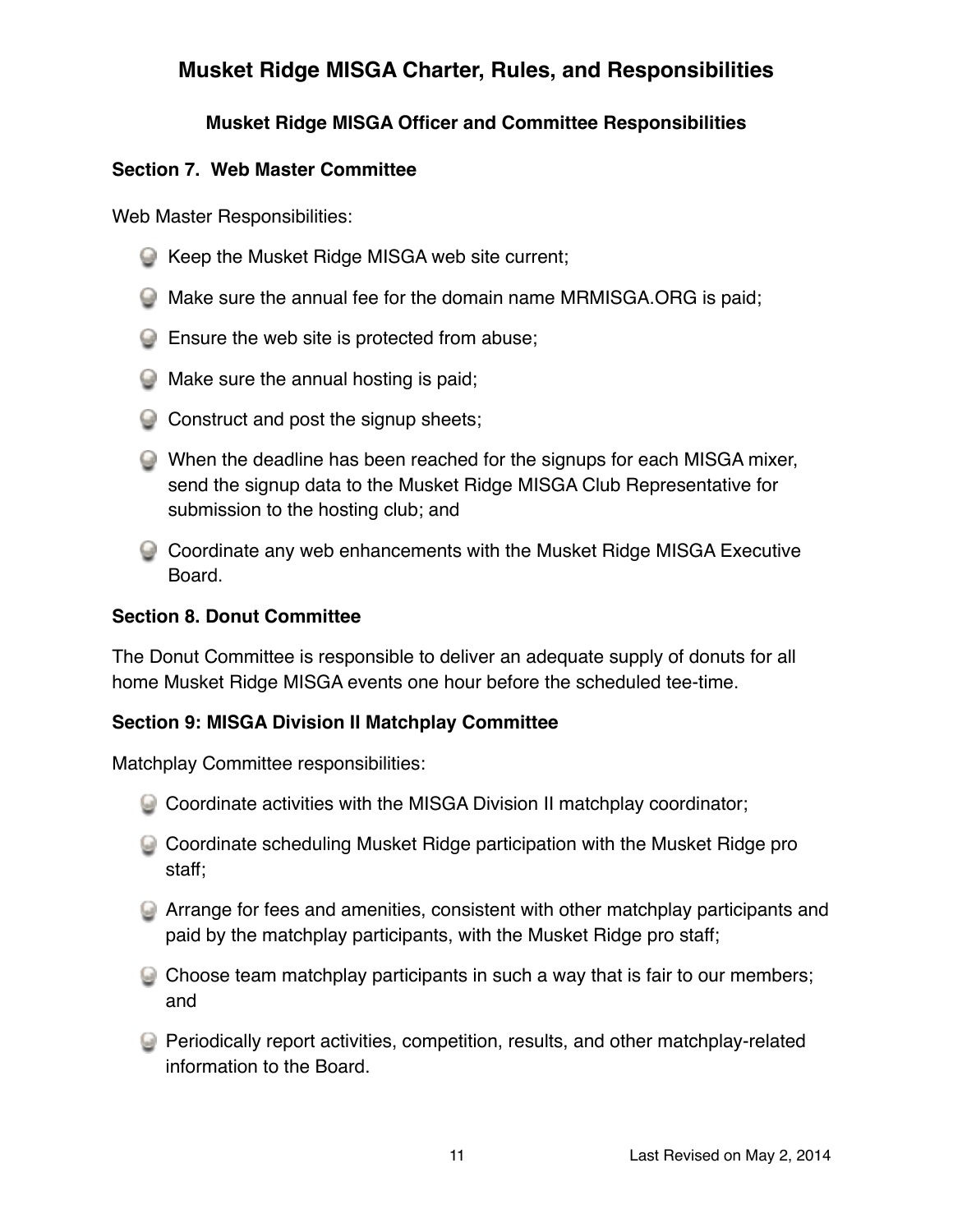# Musket Ridge MISGA Charter, Rules, and Responsibilities

## Musket Ridge MISGA Officer and Committee Responsibilities

### Section 7. Web Master Committee

Web Master Responsibilities:

- Keep the Musket Ridge MISGA web site current;
- Make sure the annual fee for the domain name MRMISGA.ORG is paid;
- Ensure the web site is protected from abuse;
- Make sure the annual hosting is paid;
- Construct and post the signup sheets;
- When the deadline has been reached for the signups for each MISGA mixer, send the signup data to the Musket Ridge MISGA Club Representative for submission to the hosting club; and
- Coordinate any web enhancements with the Musket Ridge MISGA Executive Board.

### Section 8. Donut Committee

The Donut Committee is responsible to deliver an adequate supply of donuts for all home Musket Ridge MISGA events one hour before the scheduled tee-time.

### Section 9: MISGA Division II Matchplay Committee

Matchplay Committee responsibilities:

- Coordinate activities with the MISGA Division II matchplay coordinator;
- Coordinate scheduling Musket Ridge participation with the Musket Ridge pro staff;
- Arrange for fees and amenities, consistent with other matchplay participants and paid by the matchplay participants, with the Musket Ridge pro staff;
- Choose team matchplay participants in such a way that is fair to our members; and
- Periodically report activities, competition, results, and other matchplay-related information to the Board.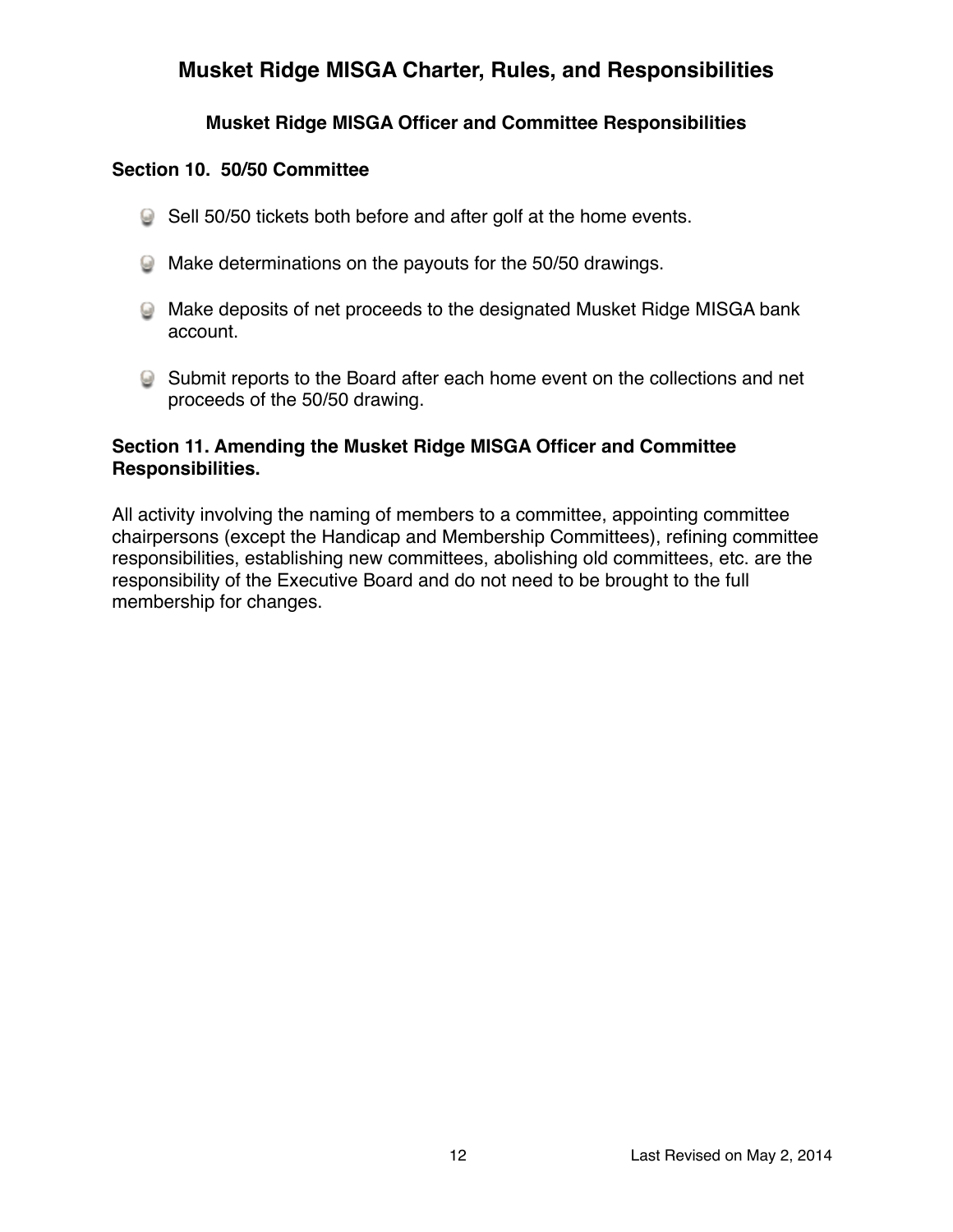# Musket Ridge MISGA Charter, Rules, and Responsibilities

## Musket Ridge MISGA Officer and Committee Responsibilities

### Section 10. 50/50 Committee

- Sell 50/50 tickets both before and after golf at the home events.
- Make determinations on the payouts for the 50/50 drawings.
- Make deposits of net proceeds to the designated Musket Ridge MISGA bank account.
- Submit reports to the Board after each home event on the collections and net proceeds of the 50/50 drawing.

### Section 11. Amending the Musket Ridge MISGA Officer and Committee Responsibilities.

All activity involving the naming of members to a committee, appointing committee chairpersons (except the Handicap and Membership Committees), refining committee responsibilities, establishing new committees, abolishing old committees, etc. are the responsibility of the Executive Board and do not need to be brought to the full membership for changes.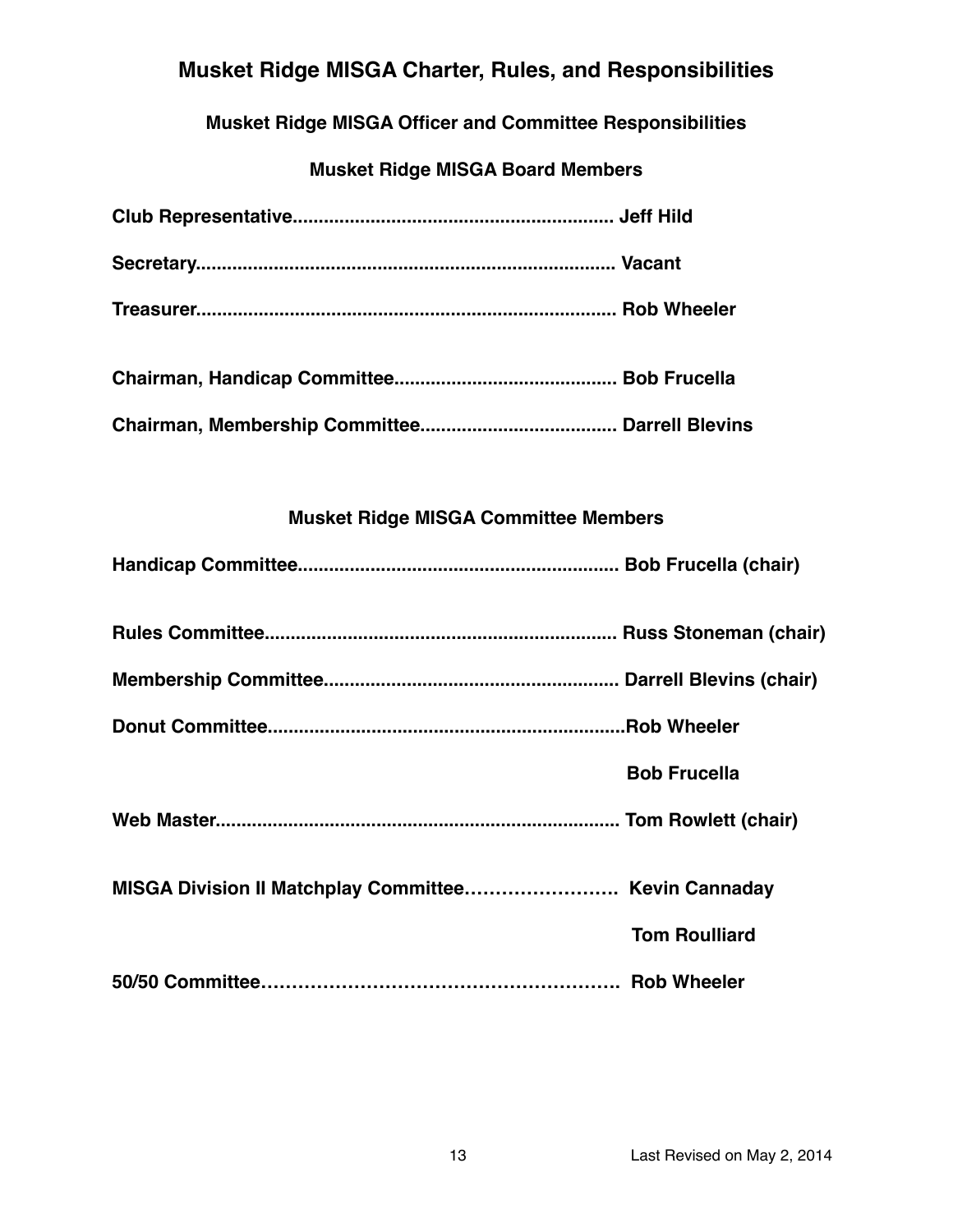# Musket Ridge MISGA Charter, Rules, and Responsibilities

## Musket Ridge MISGA Officer and Committee Responsibilities

### Musket Ridge MISGA Board Members

**Club Representative............................................................ Jeff Hild**

**Secretary............................................................................. Vacant**

**Treasurer............................................................................. Rob Wheeler**

**Chairman, Handicap Committee.......................................... Bob Frucella**

**Chairman, Membership Committee..................................... Darrell Blevins**

### Musket Ridge MISGA Committee Members

**Handicap Committee............................................................ Bob Frucella (chair)**

**Rules Committee.................................................................. Russ Stoneman (chair)**

**Membership Committee....................................................... Darrell Blevins (chair)**

**Donut Committee...................................................................Rob Wheeler**

**Bob Frucella**

**Web Master........................................................................... Tom Rowlett (chair)**

**MISGA Division II Matchplay Committee……………………. Kevin Cannaday**

**Tom Roulliard**

**50/50 Committee………………………………………………. Rob Wheeler**

Last Revised on May 2, 2014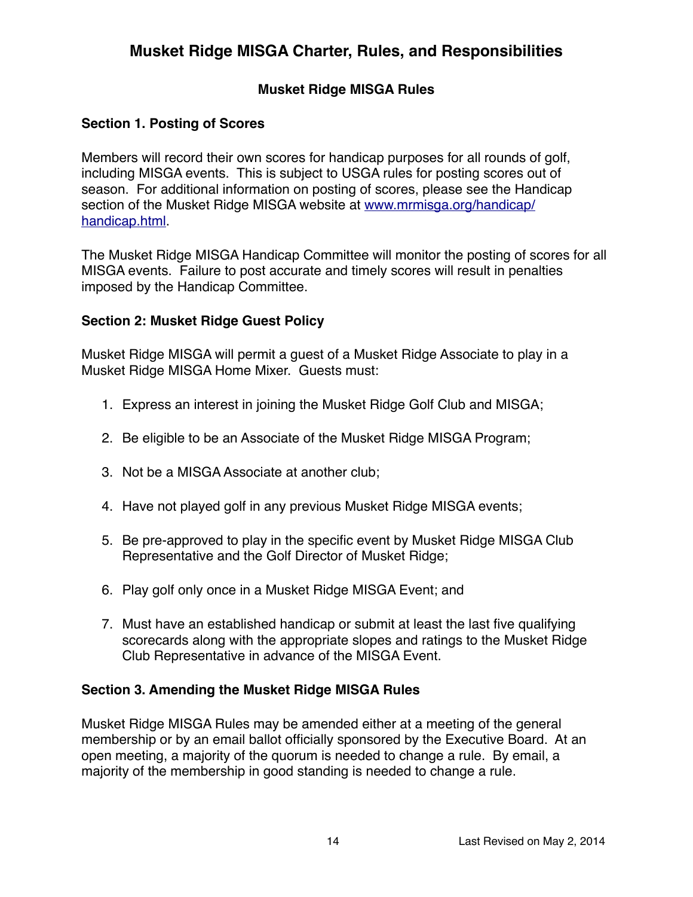# Musket Ridge MISGA Charter, Rules, and Responsibilities

## Musket Ridge MISGA Rules

### Section 1. Posting of Scores

Members will record their own scores for handicap purposes for all rounds of golf, including MISGA events. This is subject to USGA rules for posting scores out of season. For additional information on posting of scores, please see the Handicap section of the Musket Ridge MISGA website at [www.mrmisga.org/handicap/handicap.html](www.mrmisga.org/handicap/handicap.html).

The Musket Ridge MISGA Handicap Committee will monitor the posting of scores for all MISGA events. Failure to post accurate and timely scores will result in penalties imposed by the Handicap Committee.

### Section 2: Musket Ridge Guest Policy

Musket Ridge MISGA will permit a guest of a Musket Ridge Associate to play in a Musket Ridge MISGA Home Mixer. Guests must:

1. Express an interest in joining the Musket Ridge Golf Club and MISGA;
2. Be eligible to be an Associate of the Musket Ridge MISGA Program;
3. Not be a MISGA Associate at another club;
4. Have not played golf in any previous Musket Ridge MISGA events;
5. Be pre-approved to play in the specific event by Musket Ridge MISGA Club Representative and the Golf Director of Musket Ridge;
6. Play golf only once in a Musket Ridge MISGA Event; and
7. Must have an established handicap or submit at least the last five qualifying scorecards along with the appropriate slopes and ratings to the Musket Ridge Club Representative in advance of the MISGA Event.

### Section 3. Amending the Musket Ridge MISGA Rules

Musket Ridge MISGA Rules may be amended either at a meeting of the general membership or by an email ballot officially sponsored by the Executive Board. At an open meeting, a majority of the quorum is needed to change a rule. By email, a majority of the membership in good standing is needed to change a rule.

Last Revised on May 2, 2014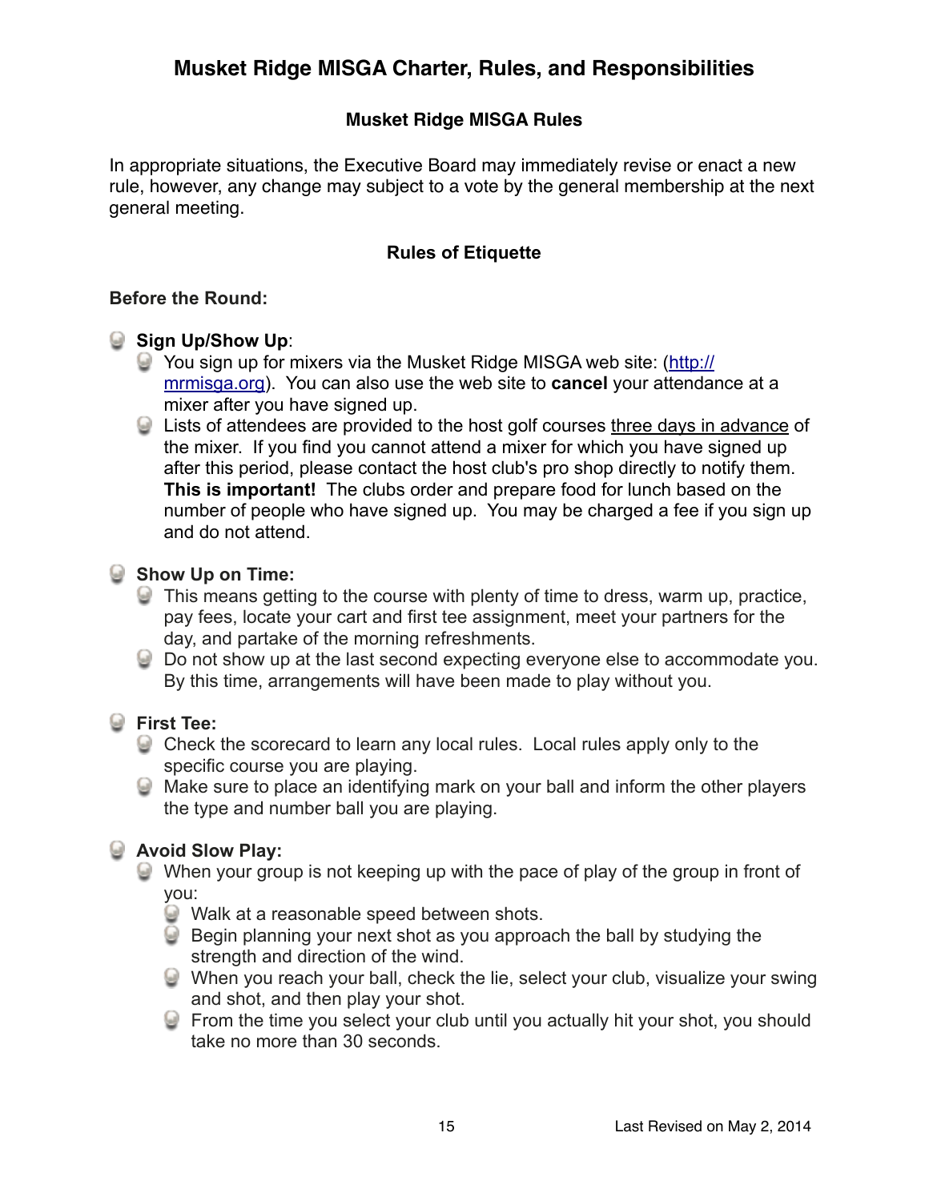# Musket Ridge MISGA Charter, Rules, and Responsibilities

## Musket Ridge MISGA Rules

In appropriate situations, the Executive Board may immediately revise or enact a new rule, however, any change may subject to a vote by the general membership at the next general meeting.

### Rules of Etiquette

**Before the Round:**

- **Sign Up/Show Up**:
  - You sign up for mixers via the Musket Ridge MISGA web site: ([http://mrmisga.org](http://mrmisga.org)). You can also use the web site to **cancel** your attendance at a mixer after you have signed up.
  - Lists of attendees are provided to the host golf courses <u>three days in advance</u> of the mixer. If you find you cannot attend a mixer for which you have signed up after this period, please contact the host club's pro shop directly to notify them. **This is important!** The clubs order and prepare food for lunch based on the number of people who have signed up. You may be charged a fee if you sign up and do not attend.
- **Show Up on Time:**
  - This means getting to the course with plenty of time to dress, warm up, practice, pay fees, locate your cart and first tee assignment, meet your partners for the day, and partake of the morning refreshments.
  - Do not show up at the last second expecting everyone else to accommodate you. By this time, arrangements will have been made to play without you.
- **First Tee:**
  - Check the scorecard to learn any local rules. Local rules apply only to the specific course you are playing.
  - Make sure to place an identifying mark on your ball and inform the other players the type and number ball you are playing.
- **Avoid Slow Play:**
  - When your group is not keeping up with the pace of play of the group in front of you:
    - Walk at a reasonable speed between shots.
    - Begin planning your next shot as you approach the ball by studying the strength and direction of the wind.
    - When you reach your ball, check the lie, select your club, visualize your swing and shot, and then play your shot.
    - From the time you select your club until you actually hit your shot, you should take no more than 30 seconds.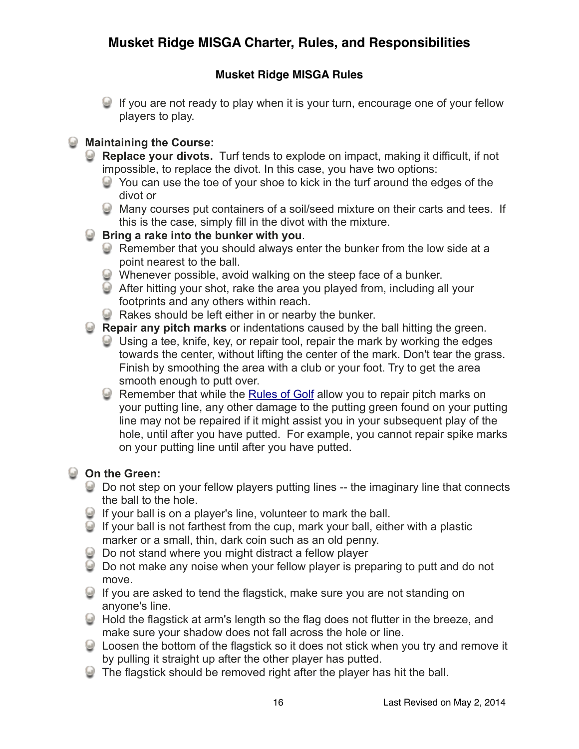# Musket Ridge MISGA Charter, Rules, and Responsibilities

## Musket Ridge MISGA Rules

- If you are not ready to play when it is your turn, encourage one of your fellow players to play.

- **Maintaining the Course:**
  - **Replace your divots.** Turf tends to explode on impact, making it difficult, if not impossible, to replace the divot. In this case, you have two options:
    - You can use the toe of your shoe to kick in the turf around the edges of the divot or
    - Many courses put containers of a soil/seed mixture on their carts and tees. If this is the case, simply fill in the divot with the mixture.
  - **Bring a rake into the bunker with you**.
    - Remember that you should always enter the bunker from the low side at a point nearest to the ball.
    - Whenever possible, avoid walking on the steep face of a bunker.
    - After hitting your shot, rake the area you played from, including all your footprints and any others within reach.
    - Rakes should be left either in or nearby the bunker.
  - **Repair any pitch marks** or indentations caused by the ball hitting the green.
    - Using a tee, knife, key, or repair tool, repair the mark by working the edges towards the center, without lifting the center of the mark. Don't tear the grass. Finish by smoothing the area with a club or your foot. Try to get the area smooth enough to putt over.
    - Remember that while the Rules of Golf allow you to repair pitch marks on your putting line, any other damage to the putting green found on your putting line may not be repaired if it might assist you in your subsequent play of the hole, until after you have putted. For example, you cannot repair spike marks on your putting line until after you have putted.

- **On the Green:**
  - Do not step on your fellow players putting lines -- the imaginary line that connects the ball to the hole.
  - If your ball is on a player's line, volunteer to mark the ball.
  - If your ball is not farthest from the cup, mark your ball, either with a plastic marker or a small, thin, dark coin such as an old penny.
  - Do not stand where you might distract a fellow player
  - Do not make any noise when your fellow player is preparing to putt and do not move.
  - If you are asked to tend the flagstick, make sure you are not standing on anyone's line.
  - Hold the flagstick at arm's length so the flag does not flutter in the breeze, and make sure your shadow does not fall across the hole or line.
  - Loosen the bottom of the flagstick so it does not stick when you try and remove it by pulling it straight up after the other player has putted.
  - The flagstick should be removed right after the player has hit the ball.

Last Revised on May 2, 2014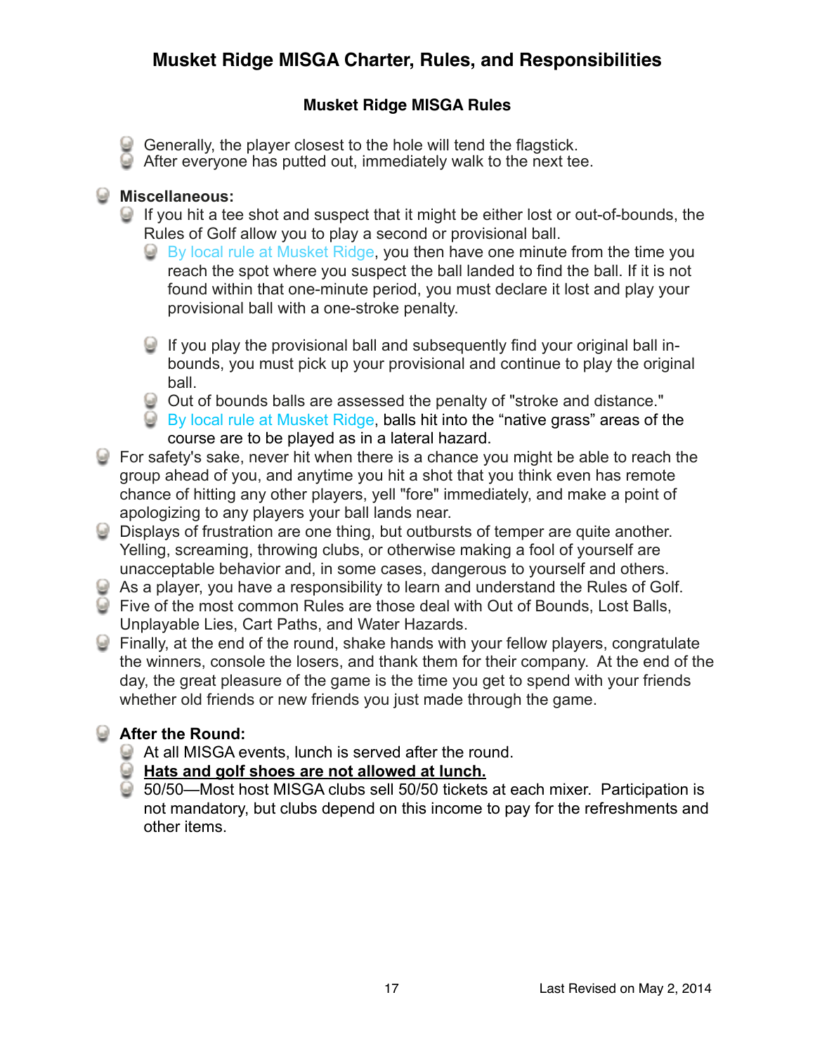# Musket Ridge MISGA Charter, Rules, and Responsibilities

## Musket Ridge MISGA Rules

- Generally, the player closest to the hole will tend the flagstick.
- After everyone has putted out, immediately walk to the next tee.

- **Miscellaneous:**
  - If you hit a tee shot and suspect that it might be either lost or out-of-bounds, the Rules of Golf allow you to play a second or provisional ball.
    - By local rule at Musket Ridge, you then have one minute from the time you reach the spot where you suspect the ball landed to find the ball. If it is not found within that one-minute period, you must declare it lost and play your provisional ball with a one-stroke penalty.
    - If you play the provisional ball and subsequently find your original ball in-bounds, you must pick up your provisional and continue to play the original ball.
    - Out of bounds balls are assessed the penalty of "stroke and distance."
    - By local rule at Musket Ridge, balls hit into the “native grass” areas of the course are to be played as in a lateral hazard.
- For safety's sake, never hit when there is a chance you might be able to reach the group ahead of you, and anytime you hit a shot that you think even has remote chance of hitting any other players, yell "fore" immediately, and make a point of apologizing to any players your ball lands near.
- Displays of frustration are one thing, but outbursts of temper are quite another. Yelling, screaming, throwing clubs, or otherwise making a fool of yourself are unacceptable behavior and, in some cases, dangerous to yourself and others.
- As a player, you have a responsibility to learn and understand the Rules of Golf.
- Five of the most common Rules are those deal with Out of Bounds, Lost Balls, Unplayable Lies, Cart Paths, and Water Hazards.
- Finally, at the end of the round, shake hands with your fellow players, congratulate the winners, console the losers, and thank them for their company. At the end of the day, the great pleasure of the game is the time you get to spend with your friends whether old friends or new friends you just made through the game.

- **After the Round:**
  - At all MISGA events, lunch is served after the round.
  - **<u>Hats and golf shoes are not allowed at lunch.</u>**
  - 50/50—Most host MISGA clubs sell 50/50 tickets at each mixer. Participation is not mandatory, but clubs depend on this income to pay for the refreshments and other items.

Last Revised on May 2, 2014